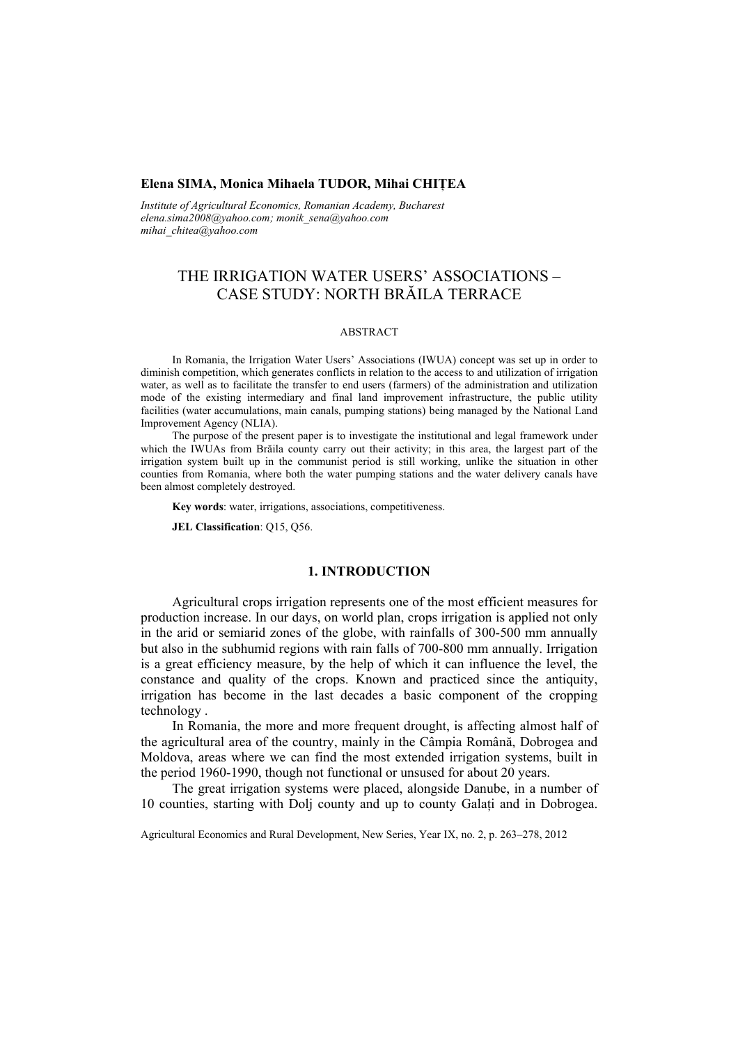**Elena SIMA, Monica Mihaela TUDOR, Mihai CHIȚEA**

*Institute of Agricultural Economics, Romanian Academy, Bucharest*
*elena.sima2008@yahoo.com; monik_sena@yahoo.com*
*mihai_chitea@yahoo.com*

# THE IRRIGATION WATER USERS' ASSOCIATIONS – CASE STUDY: NORTH BRĂILA TERRACE

ABSTRACT

In Romania, the Irrigation Water Users' Associations (IWUA) concept was set up in order to diminish competition, which generates conflicts in relation to the access to and utilization of irrigation water, as well as to facilitate the transfer to end users (farmers) of the administration and utilization mode of the existing intermediary and final land improvement infrastructure, the public utility facilities (water accumulations, main canals, pumping stations) being managed by the National Land Improvement Agency (NLIA).

The purpose of the present paper is to investigate the institutional and legal framework under which the IWUAs from Brăila county carry out their activity; in this area, the largest part of the irrigation system built up in the communist period is still working, unlike the situation in other counties from Romania, where both the water pumping stations and the water delivery canals have been almost completely destroyed.

**Key words**: water, irrigations, associations, competitiveness.

**JEL Classification**: Q15, Q56.

## 1. INTRODUCTION

Agricultural crops irrigation represents one of the most efficient measures for production increase. In our days, on world plan, crops irrigation is applied not only in the arid or semiarid zones of the globe, with rainfalls of 300-500 mm annually but also in the subhumid regions with rain falls of 700-800 mm annually. Irrigation is a great efficiency measure, by the help of which it can influence the level, the constance and quality of the crops. Known and practiced since the antiquity, irrigation has become in the last decades a basic component of the cropping technology .

In Romania, the more and more frequent drought, is affecting almost half of the agricultural area of the country, mainly in the Câmpia Română, Dobrogea and Moldova, areas where we can find the most extended irrigation systems, built in the period 1960-1990, though not functional or unsused for about 20 years.

The great irrigation systems were placed, alongside Danube, in a number of 10 counties, starting with Dolj county and up to county Galați and in Dobrogea.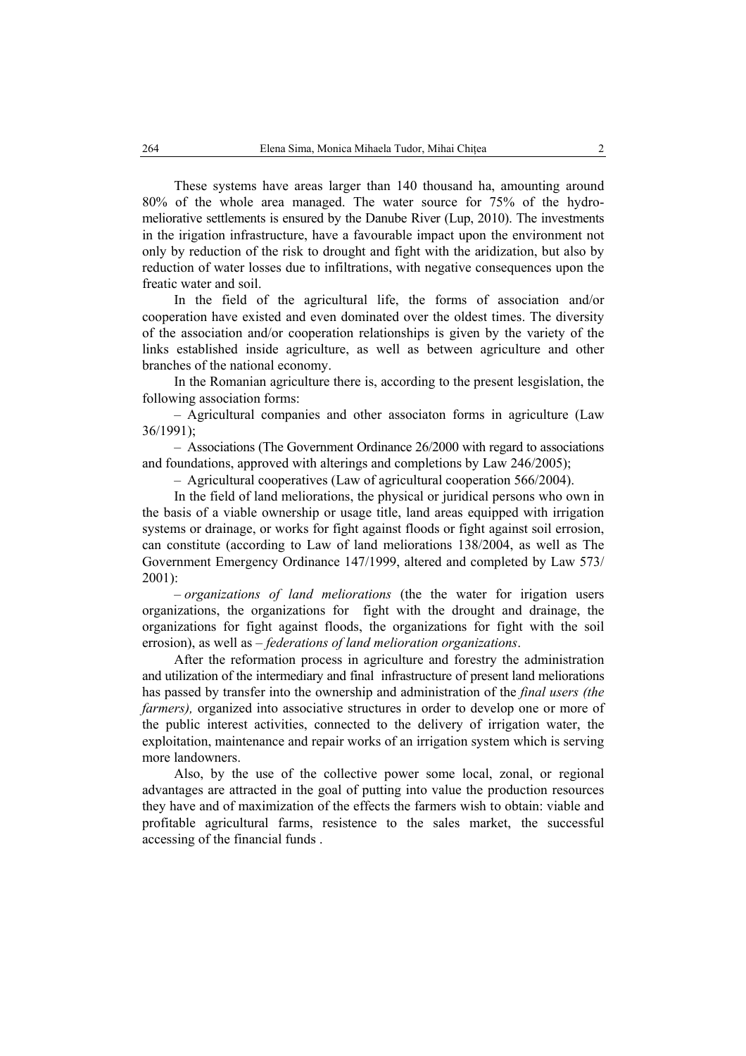These systems have areas larger than 140 thousand ha, amounting around 80% of the whole area managed. The water source for 75% of the hydro-meliorative settlements is ensured by the Danube River (Lup, 2010). The investments in the irrigation infrastructure, have a favourable impact upon the environment not only by reduction of the risk to drought and fight with the aridization, but also by reduction of water losses due to infiltrations, with negative consequences upon the freatic water and soil.

In the field of the agricultural life, the forms of association and/or cooperation have existed and even dominated over the oldest times. The diversity of the association and/or cooperation relationships is given by the variety of the links established inside agriculture, as well as between agriculture and other branches of the national economy.

In the Romanian agriculture there is, according to the present lesgislation, the following association forms:

– Agricultural companies and other associaton forms in agriculture (Law 36/1991);

– Associations (The Government Ordinance 26/2000 with regard to associations and foundations, approved with alterings and completions by Law 246/2005);

– Agricultural cooperatives (Law of agricultural cooperation 566/2004).

In the field of land meliorations, the physical or juridical persons who own in the basis of a viable ownership or usage title, land areas equipped with irrigation systems or drainage, or works for fight against floods or fight against soil errosion, can constitute (according to Law of land meliorations 138/2004, as well as The Government Emergency Ordinance 147/1999, altered and completed by Law 573/ 2001):

– *organizations of land meliorations* (the the water for irigation users organizations, the organizations for fight with the drought and drainage, the organizations for fight against floods, the organizations for fight with the soil errosion), as well as – *federations of land melioration organizations*.

After the reformation process in agriculture and forestry the administration and utilization of the intermediary and final infrastructure of present land meliorations has passed by transfer into the ownership and administration of the *final users (the farmers),* organized into associative structures in order to develop one or more of the public interest activities, connected to the delivery of irrigation water, the exploitation, maintenance and repair works of an irrigation system which is serving more landowners.

Also, by the use of the collective power some local, zonal, or regional advantages are attracted in the goal of putting into value the production resources they have and of maximization of the effects the farmers wish to obtain: viable and profitable agricultural farms, resistence to the sales market, the successful accessing of the financial funds .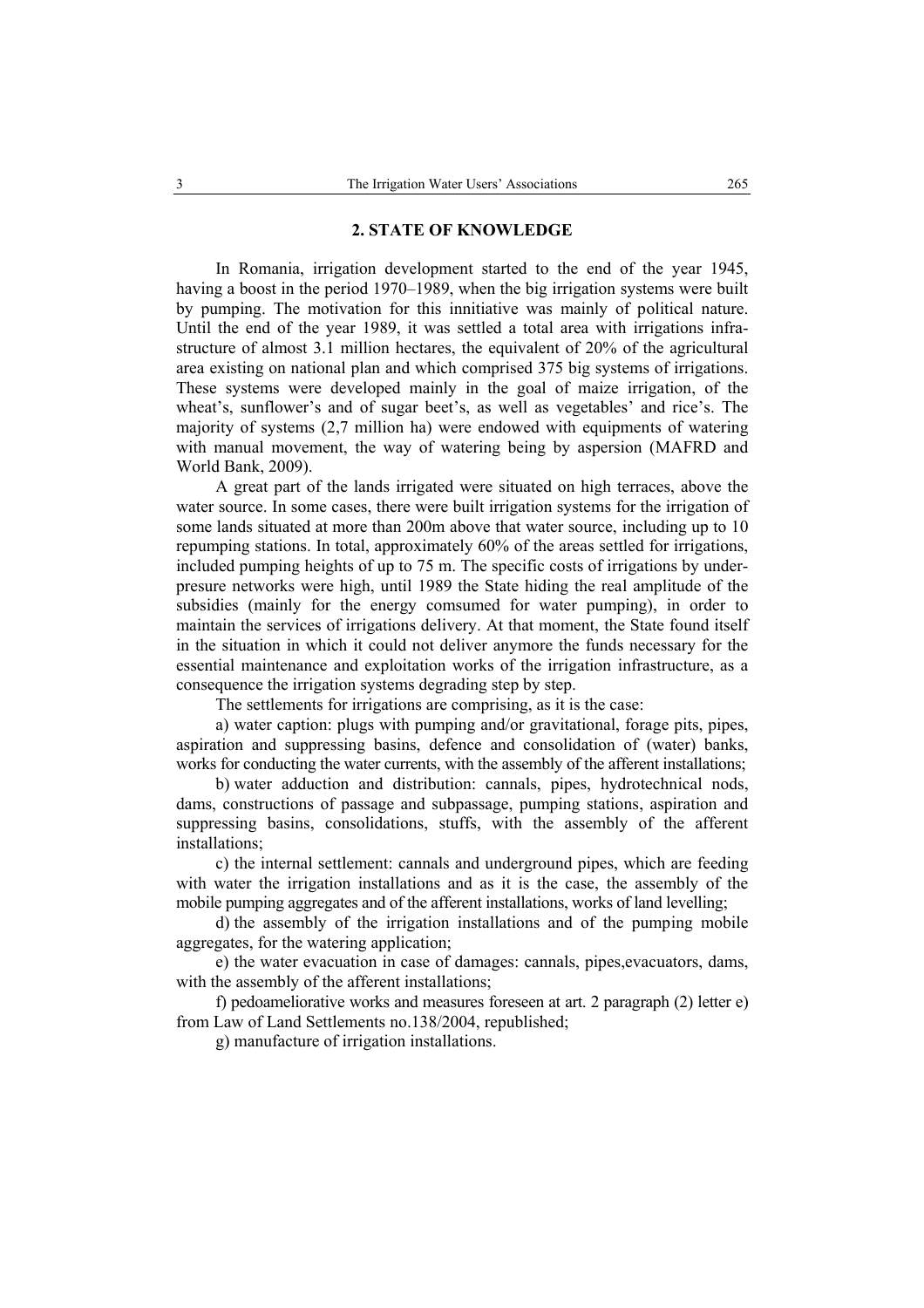## 2. STATE OF KNOWLEDGE

In Romania, irrigation development started to the end of the year 1945, having a boost in the period 1970–1989, when the big irrigation systems were built by pumping. The motivation for this innitiative was mainly of political nature. Until the end of the year 1989, it was settled a total area with irrigations infrastructure of almost 3.1 million hectares, the equivalent of 20% of the agricultural area existing on national plan and which comprised 375 big systems of irrigations. These systems were developed mainly in the goal of maize irrigation, of the wheat's, sunflower's and of sugar beet's, as well as vegetables' and rice's. The majority of systems (2,7 million ha) were endowed with equipments of watering with manual movement, the way of watering being by aspersion (MAFRD and World Bank, 2009).

A great part of the lands irrigated were situated on high terraces, above the water source. In some cases, there were built irrigation systems for the irrigation of some lands situated at more than 200m above that water source, including up to 10 repumping stations. In total, approximately 60% of the areas settled for irrigations, included pumping heights of up to 75 m. The specific costs of irrigations by underpresure networks were high, until 1989 the State hiding the real amplitude of the subsidies (mainly for the energy comsumed for water pumping), in order to maintain the services of irrigations delivery. At that moment, the State found itself in the situation in which it could not deliver anymore the funds necessary for the essential maintenance and exploitation works of the irrigation infrastructure, as a consequence the irrigation systems degrading step by step.

The settlements for irrigations are comprising, as it is the case:

a) water caption: plugs with pumping and/or gravitational, forage pits, pipes, aspiration and suppressing basins, defence and consolidation of (water) banks, works for conducting the water currents, with the assembly of the afferent installations;

b) water adduction and distribution: cannals, pipes, hydrotechnical nods, dams, constructions of passage and subpassage, pumping stations, aspiration and suppressing basins, consolidations, stuffs, with the assembly of the afferent installations;

c) the internal settlement: cannals and underground pipes, which are feeding with water the irrigation installations and as it is the case, the assembly of the mobile pumping aggregates and of the afferent installations, works of land levelling;

d) the assembly of the irrigation installations and of the pumping mobile aggregates, for the watering application;

e) the water evacuation in case of damages: cannals, pipes,evacuators, dams, with the assembly of the afferent installations;

f) pedoameliorative works and measures foreseen at art. 2 paragraph (2) letter e) from Law of Land Settlements no.138/2004, republished;

g) manufacture of irrigation installations.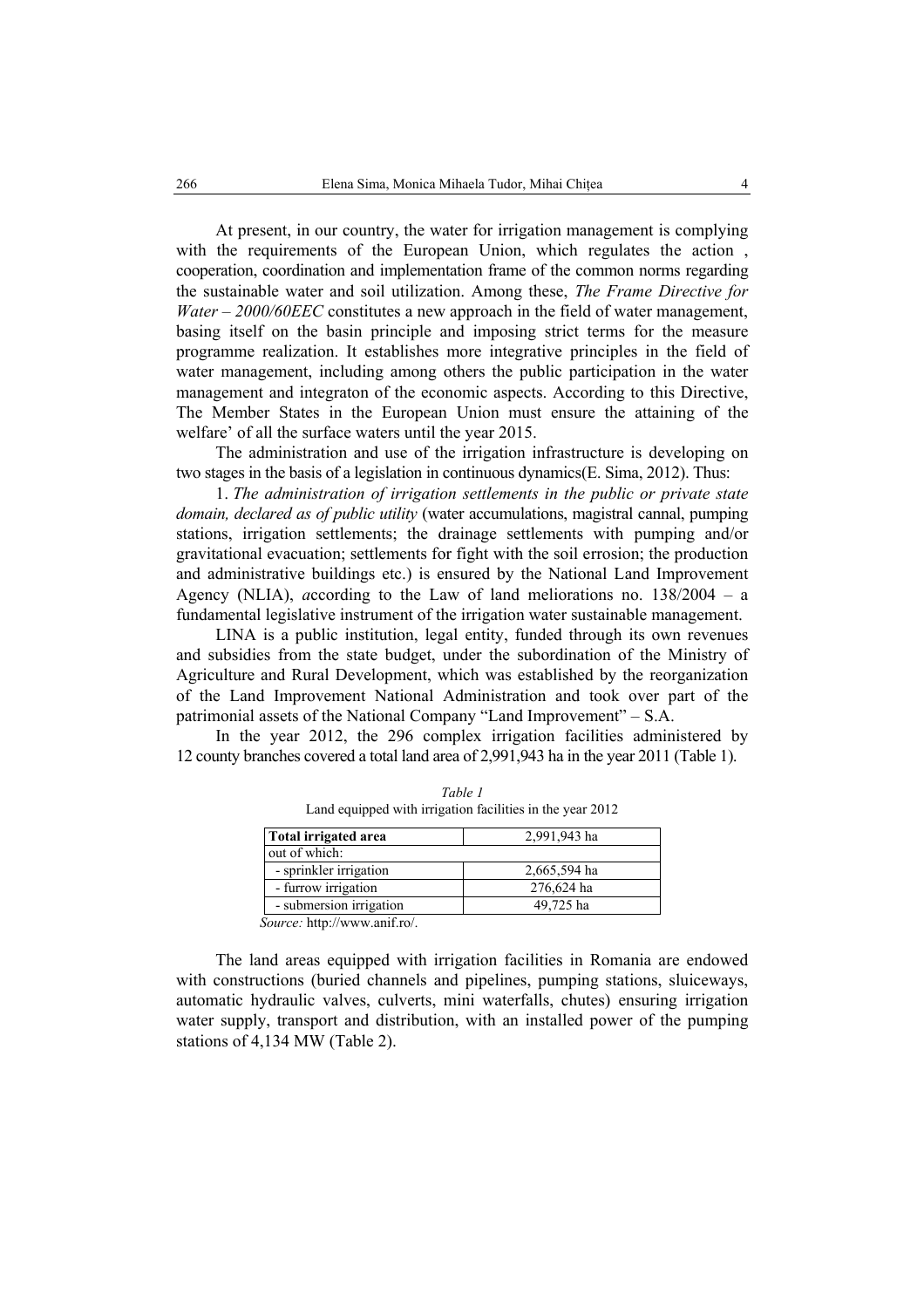At present, in our country, the water for irrigation management is complying with the requirements of the European Union, which regulates the action , cooperation, coordination and implementation frame of the common norms regarding the sustainable water and soil utilization. Among these, *The Frame Directive for Water – 2000/60EEC* constitutes a new approach in the field of water management, basing itself on the basin principle and imposing strict terms for the measure programme realization. It establishes more integrative principles in the field of water management, including among others the public participation in the water management and integraton of the economic aspects. According to this Directive, The Member States in the European Union must ensure the attaining of the welfare' of all the surface waters until the year 2015.

The administration and use of the irrigation infrastructure is developing on two stages in the basis of a legislation in continuous dynamics(E. Sima, 2012). Thus:

1. *The administration of irrigation settlements in the public or private state domain, declared as of public utility* (water accumulations, magistral cannal, pumping stations, irrigation settlements; the drainage settlements with pumping and/or gravitational evacuation; settlements for fight with the soil errosion; the production and administrative buildings etc.) is ensured by the National Land Improvement Agency (NLIA), *a*ccording to the Law of land meliorations no. 138/2004 – a fundamental legislative instrument of the irrigation water sustainable management.

LINA is a public institution, legal entity, funded through its own revenues and subsidies from the state budget, under the subordination of the Ministry of Agriculture and Rural Development, which was established by the reorganization of the Land Improvement National Administration and took over part of the patrimonial assets of the National Company "Land Improvement" – S.A.

In the year 2012, the 296 complex irrigation facilities administered by 12 county branches covered a total land area of 2,991,943 ha in the year 2011 (Table 1).

*Table 1*

Land equipped with irrigation facilities in the year 2012

| **Total irrigated area** | 2,991,943 ha |
|---|---|
| out of which: | |
| - sprinkler irrigation | 2,665,594 ha |
| - furrow irrigation | 276,624 ha |
| - submersion irrigation | 49,725 ha |

*Source:* http://www.anif.ro/.

The land areas equipped with irrigation facilities in Romania are endowed with constructions (buried channels and pipelines, pumping stations, sluiceways, automatic hydraulic valves, culverts, mini waterfalls, chutes) ensuring irrigation water supply, transport and distribution, with an installed power of the pumping stations of 4,134 MW (Table 2).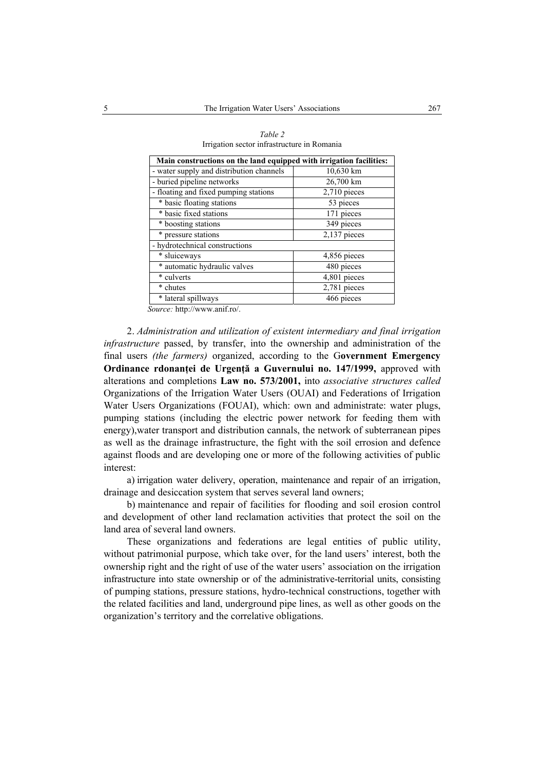*Table 2*
Irrigation sector infrastructure in Romania

| **Main constructions on the land equipped with irrigation facilities:** | |
|---|---|
| - water supply and distribution channels | 10,630 km |
| - buried pipeline networks | 26,700 km |
| - floating and fixed pumping stations | 2,710 pieces |
| * basic floating stations | 53 pieces |
| * basic fixed stations | 171 pieces |
| * boosting stations | 349 pieces |
| * pressure stations | 2,137 pieces |
| - hydrotechnical constructions | |
| * sluiceways | 4,856 pieces |
| * automatic hydraulic valves | 480 pieces |
| * culverts | 4,801 pieces |
| * chutes | 2,781 pieces |
| * lateral spillways | 466 pieces |

*Source:* http://www.anif.ro/.

2. *Administration and utilization of existent intermediary and final irrigation infrastructure* passed, by transfer, into the ownership and administration of the final users *(the farmers)* organized, according to the G**overnment Emergency Ordinance rdonanței de Urgență a Guvernului no. 147/1999,** approved with alterations and completions **Law no. 573/2001,** into *associative structures called* Organizations of the Irrigation Water Users (OUAI) and Federations of Irrigation Water Users Organizations (FOUAI), which: own and administrate: water plugs, pumping stations (including the electric power network for feeding them with energy),water transport and distribution cannals, the network of subterranean pipes as well as the drainage infrastructure, the fight with the soil errosion and defence against floods and are developing one or more of the following activities of public interest:

a) irrigation water delivery, operation, maintenance and repair of an irrigation, drainage and desiccation system that serves several land owners;

b) maintenance and repair of facilities for flooding and soil erosion control and development of other land reclamation activities that protect the soil on the land area of several land owners.

These organizations and federations are legal entities of public utility, without patrimonial purpose, which take over, for the land users' interest, both the ownership right and the right of use of the water users' association on the irrigation infrastructure into state ownership or of the administrative-territorial units, consisting of pumping stations, pressure stations, hydro-technical constructions, together with the related facilities and land, underground pipe lines, as well as other goods on the organization's territory and the correlative obligations.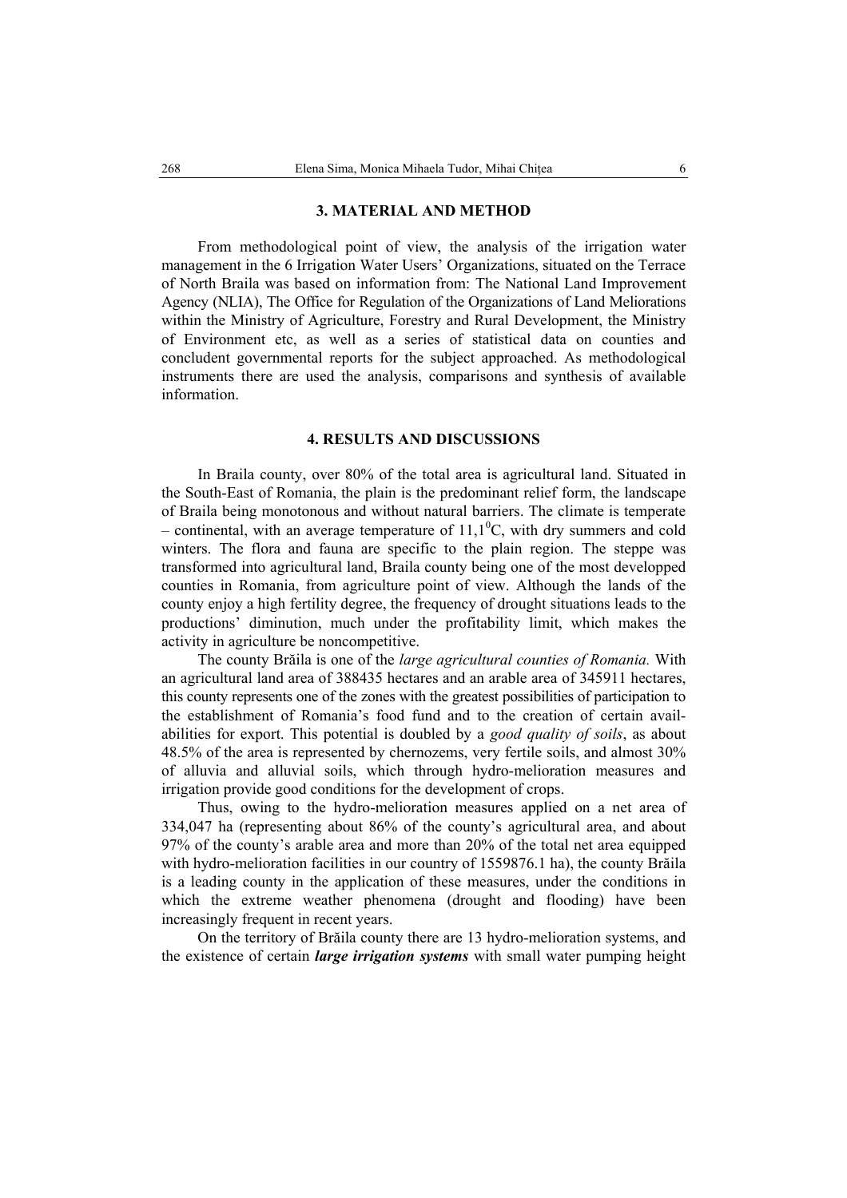## 3. MATERIAL AND METHOD

From methodological point of view, the analysis of the irrigation water management in the 6 Irrigation Water Users' Organizations, situated on the Terrace of North Braila was based on information from: The National Land Improvement Agency (NLIA), The Office for Regulation of the Organizations of Land Meliorations within the Ministry of Agriculture, Forestry and Rural Development, the Ministry of Environment etc, as well as a series of statistical data on counties and concludent governmental reports for the subject approached. As methodological instruments there are used the analysis, comparisons and synthesis of available information.

## 4. RESULTS AND DISCUSSIONS

In Braila county, over 80% of the total area is agricultural land. Situated in the South-East of Romania, the plain is the predominant relief form, the landscape of Braila being monotonous and without natural barriers. The climate is temperate – continental, with an average temperature of $11{,}1^{0}$C, with dry summers and cold winters. The flora and fauna are specific to the plain region. The steppe was transformed into agricultural land, Braila county being one of the most developped counties in Romania, from agriculture point of view. Although the lands of the county enjoy a high fertility degree, the frequency of drought situations leads to the productions' diminution, much under the profitability limit, which makes the activity in agriculture be noncompetitive.

The county Brăila is one of the *large agricultural counties of Romania.* With an agricultural land area of 388435 hectares and an arable area of 345911 hectares, this county represents one of the zones with the greatest possibilities of participation to the establishment of Romania's food fund and to the creation of certain availabilities for export. This potential is doubled by a *good quality of soils*, as about 48.5% of the area is represented by chernozems, very fertile soils, and almost 30% of alluvia and alluvial soils, which through hydro-melioration measures and irrigation provide good conditions for the development of crops.

Thus, owing to the hydro-melioration measures applied on a net area of 334,047 ha (representing about 86% of the county's agricultural area, and about 97% of the county's arable area and more than 20% of the total net area equipped with hydro-melioration facilities in our country of 1559876.1 ha), the county Brăila is a leading county in the application of these measures, under the conditions in which the extreme weather phenomena (drought and flooding) have been increasingly frequent in recent years.

On the territory of Brăila county there are 13 hydro-melioration systems, and the existence of certain ***large irrigation systems*** with small water pumping height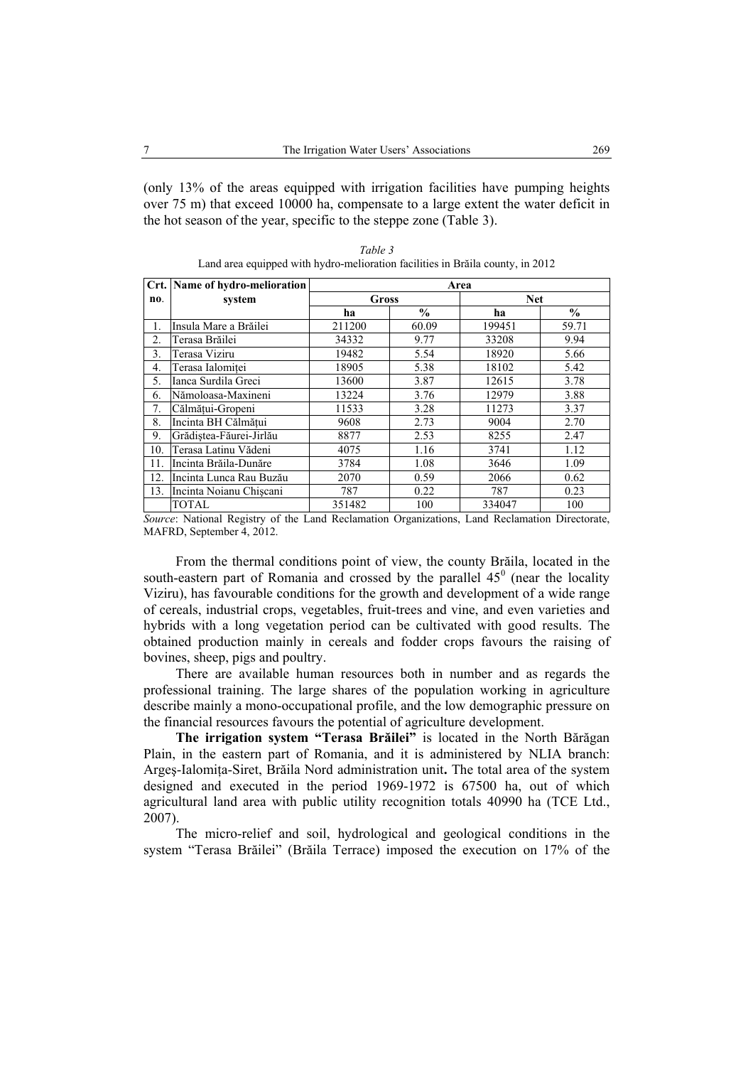(only 13% of the areas equipped with irrigation facilities have pumping heights over 75 m) that exceed 10000 ha, compensate to a large extent the water deficit in the hot season of the year, specific to the steppe zone (Table 3).

*Table 3*

Land area equipped with hydro-melioration facilities in Brăila county, in 2012

| Crt. no. | Name of hydro-melioration system | Area | | | |
|---|---|---|---|---|---|
| | | Gross | | Net | |
| | | ha | % | ha | % |
| 1. | Insula Mare a Brăilei | 211200 | 60.09 | 199451 | 59.71 |
| 2. | Terasa Brăilei | 34332 | 9.77 | 33208 | 9.94 |
| 3. | Terasa Viziru | 19482 | 5.54 | 18920 | 5.66 |
| 4. | Terasa Ialomiței | 18905 | 5.38 | 18102 | 5.42 |
| 5. | Ianca Surdila Greci | 13600 | 3.87 | 12615 | 3.78 |
| 6. | Nămoloasa-Maxineni | 13224 | 3.76 | 12979 | 3.88 |
| 7. | Călmățui-Gropeni | 11533 | 3.28 | 11273 | 3.37 |
| 8. | Incinta BH Călmățui | 9608 | 2.73 | 9004 | 2.70 |
| 9. | Grădiștea-Făurei-Jirlău | 8877 | 2.53 | 8255 | 2.47 |
| 10. | Terasa Latinu Vădeni | 4075 | 1.16 | 3741 | 1.12 |
| 11. | Incinta Brăila-Dunăre | 3784 | 1.08 | 3646 | 1.09 |
| 12. | Incinta Lunca Rau Buzău | 2070 | 0.59 | 2066 | 0.62 |
| 13. | Incinta Noianu Chișcani | 787 | 0.22 | 787 | 0.23 |
| | TOTAL | 351482 | 100 | 334047 | 100 |

*Source*: National Registry of the Land Reclamation Organizations, Land Reclamation Directorate, MAFRD, September 4, 2012.

From the thermal conditions point of view, the county Brăila, located in the south-eastern part of Romania and crossed by the parallel $45^0$ (near the locality Viziru), has favourable conditions for the growth and development of a wide range of cereals, industrial crops, vegetables, fruit-trees and vine, and even varieties and hybrids with a long vegetation period can be cultivated with good results. The obtained production mainly in cereals and fodder crops favours the raising of bovines, sheep, pigs and poultry.

There are available human resources both in number and as regards the professional training. The large shares of the population working in agriculture describe mainly a mono-occupational profile, and the low demographic pressure on the financial resources favours the potential of agriculture development.

**The irrigation system "Terasa Brăilei"** is located in the North Bărăgan Plain, in the eastern part of Romania, and it is administered by NLIA branch: Argeș-Ialomița-Siret, Brăila Nord administration unit**.** The total area of the system designed and executed in the period 1969-1972 is 67500 ha, out of which agricultural land area with public utility recognition totals 40990 ha (TCE Ltd., 2007).

The micro-relief and soil, hydrological and geological conditions in the system "Terasa Brăilei" (Brăila Terrace) imposed the execution on 17% of the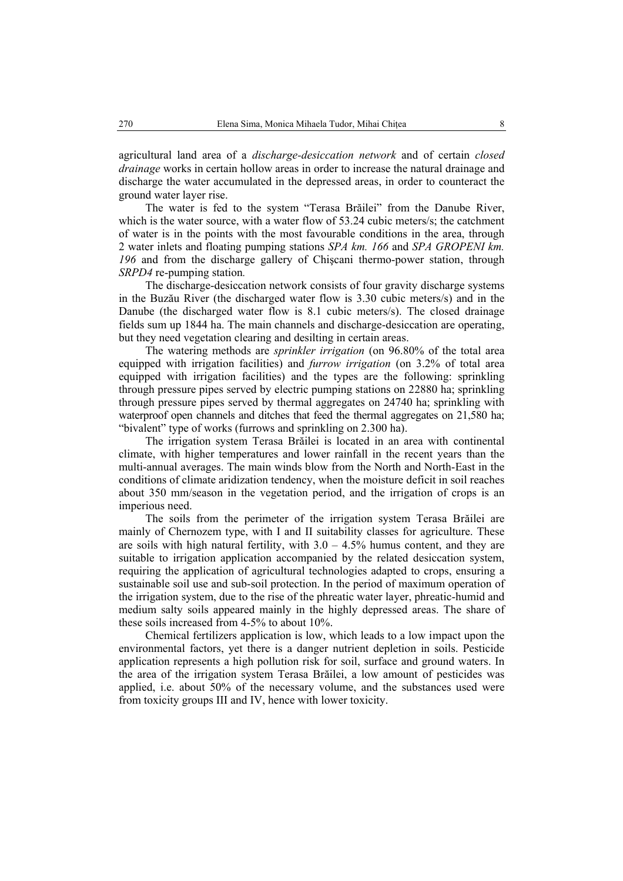agricultural land area of a *discharge-desiccation network* and of certain *closed drainage* works in certain hollow areas in order to increase the natural drainage and discharge the water accumulated in the depressed areas, in order to counteract the ground water layer rise.

The water is fed to the system "Terasa Brăilei" from the Danube River, which is the water source, with a water flow of 53.24 cubic meters/s; the catchment of water is in the points with the most favourable conditions in the area, through 2 water inlets and floating pumping stations *SPA km. 166* and *SPA GROPENI km. 196* and from the discharge gallery of Chişcani thermo-power station, through *SRPD4* re-pumping station*.*

The discharge-desiccation network consists of four gravity discharge systems in the Buzău River (the discharged water flow is 3.30 cubic meters/s) and in the Danube (the discharged water flow is 8.1 cubic meters/s). The closed drainage fields sum up 1844 ha. The main channels and discharge-desiccation are operating, but they need vegetation clearing and desilting in certain areas.

The watering methods are *sprinkler irrigation* (on 96.80% of the total area equipped with irrigation facilities) and *furrow irrigation* (on 3.2% of total area equipped with irrigation facilities) and the types are the following: sprinkling through pressure pipes served by electric pumping stations on 22880 ha; sprinkling through pressure pipes served by thermal aggregates on 24740 ha; sprinkling with waterproof open channels and ditches that feed the thermal aggregates on 21,580 ha; "bivalent" type of works (furrows and sprinkling on 2.300 ha).

The irrigation system Terasa Brăilei is located in an area with continental climate, with higher temperatures and lower rainfall in the recent years than the multi-annual averages. The main winds blow from the North and North-East in the conditions of climate aridization tendency, when the moisture deficit in soil reaches about 350 mm/season in the vegetation period, and the irrigation of crops is an imperious need.

The soils from the perimeter of the irrigation system Terasa Brăilei are mainly of Chernozem type, with I and II suitability classes for agriculture. These are soils with high natural fertility, with 3.0 – 4.5% humus content, and they are suitable to irrigation application accompanied by the related desiccation system, requiring the application of agricultural technologies adapted to crops, ensuring a sustainable soil use and sub-soil protection. In the period of maximum operation of the irrigation system, due to the rise of the phreatic water layer, phreatic-humid and medium salty soils appeared mainly in the highly depressed areas. The share of these soils increased from 4-5% to about 10%.

Chemical fertilizers application is low, which leads to a low impact upon the environmental factors, yet there is a danger nutrient depletion in soils. Pesticide application represents a high pollution risk for soil, surface and ground waters. In the area of the irrigation system Terasa Brăilei, a low amount of pesticides was applied, i.e. about 50% of the necessary volume, and the substances used were from toxicity groups III and IV, hence with lower toxicity.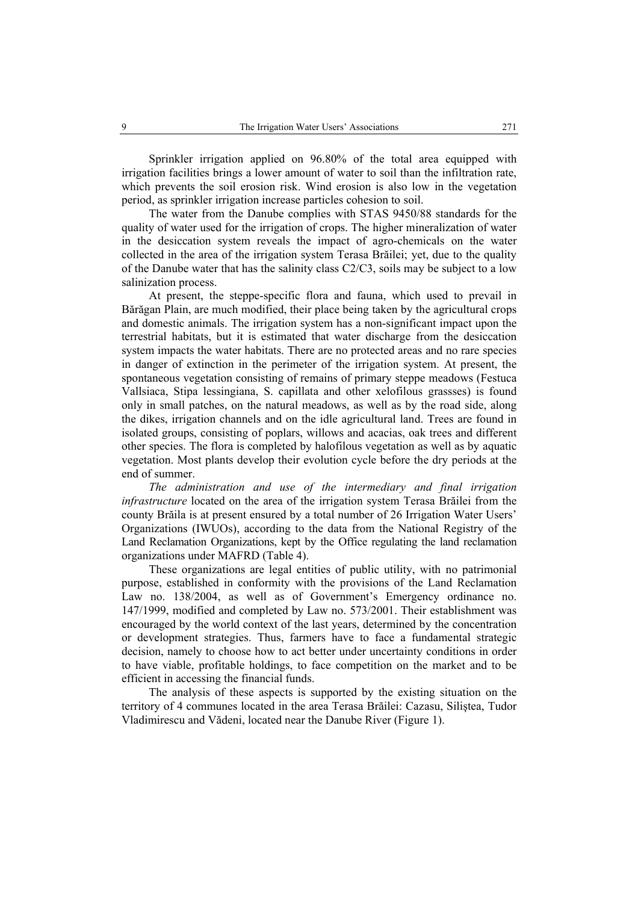Sprinkler irrigation applied on 96.80% of the total area equipped with irrigation facilities brings a lower amount of water to soil than the infiltration rate, which prevents the soil erosion risk. Wind erosion is also low in the vegetation period, as sprinkler irrigation increase particles cohesion to soil.

The water from the Danube complies with STAS 9450/88 standards for the quality of water used for the irrigation of crops. The higher mineralization of water in the desiccation system reveals the impact of agro-chemicals on the water collected in the area of the irrigation system Terasa Brăilei; yet, due to the quality of the Danube water that has the salinity class C2/C3, soils may be subject to a low salinization process.

At present, the steppe-specific flora and fauna, which used to prevail in Bărăgan Plain, are much modified, their place being taken by the agricultural crops and domestic animals. The irrigation system has a non-significant impact upon the terrestrial habitats, but it is estimated that water discharge from the desiccation system impacts the water habitats. There are no protected areas and no rare species in danger of extinction in the perimeter of the irrigation system. At present, the spontaneous vegetation consisting of remains of primary steppe meadows (Festuca Vallsiaca, Stipa lessingiana, S. capillata and other xelofilous grassses) is found only in small patches, on the natural meadows, as well as by the road side, along the dikes, irrigation channels and on the idle agricultural land. Trees are found in isolated groups, consisting of poplars, willows and acacias, oak trees and different other species. The flora is completed by halofilous vegetation as well as by aquatic vegetation. Most plants develop their evolution cycle before the dry periods at the end of summer.

*The administration and use of the intermediary and final irrigation infrastructure* located on the area of the irrigation system Terasa Brăilei from the county Brăila is at present ensured by a total number of 26 Irrigation Water Users' Organizations (IWUOs), according to the data from the National Registry of the Land Reclamation Organizations, kept by the Office regulating the land reclamation organizations under MAFRD (Table 4).

These organizations are legal entities of public utility, with no patrimonial purpose, established in conformity with the provisions of the Land Reclamation Law no. 138/2004, as well as of Government's Emergency ordinance no. 147/1999, modified and completed by Law no. 573/2001. Their establishment was encouraged by the world context of the last years, determined by the concentration or development strategies. Thus, farmers have to face a fundamental strategic decision, namely to choose how to act better under uncertainty conditions in order to have viable, profitable holdings, to face competition on the market and to be efficient in accessing the financial funds.

The analysis of these aspects is supported by the existing situation on the territory of 4 communes located in the area Terasa Brăilei: Cazasu, Siliştea, Tudor Vladimirescu and Vădeni, located near the Danube River (Figure 1).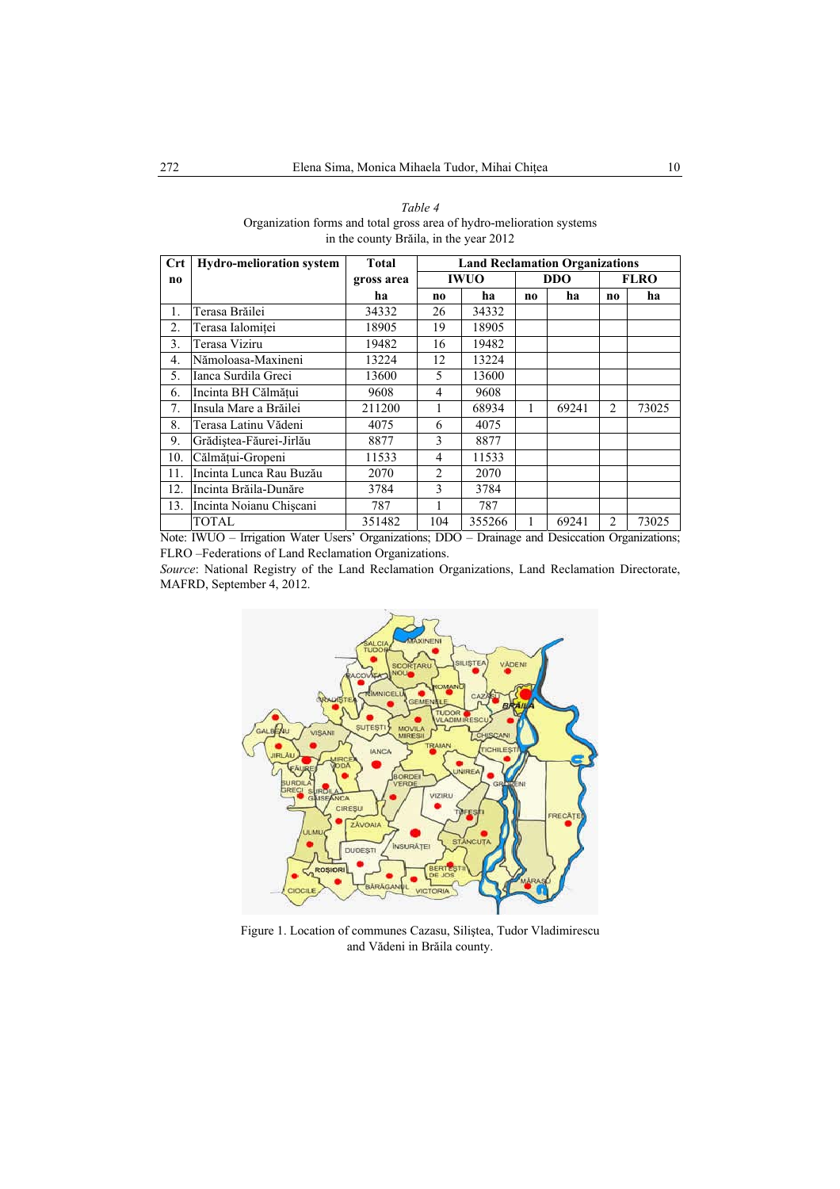*Table 4*
Organization forms and total gross area of hydro-melioration systems in the county Brăila, in the year 2012

| Crt no | Hydro-melioration system | Total gross area | Land Reclamation Organizations | | | | | |
|---|---|---|---|---|---|---|---|---|
| | | | IWUO | | DDO | | FLRO | |
| | | ha | no | ha | no | ha | no | ha |
| 1. | Terasa Brăilei | 34332 | 26 | 34332 | | | | |
| 2. | Terasa Ialomiței | 18905 | 19 | 18905 | | | | |
| 3. | Terasa Viziru | 19482 | 16 | 19482 | | | | |
| 4. | Nămoloasa-Maxineni | 13224 | 12 | 13224 | | | | |
| 5. | Ianca Surdila Greci | 13600 | 5 | 13600 | | | | |
| 6. | Incinta BH Călmățui | 9608 | 4 | 9608 | | | | |
| 7. | Insula Mare a Brăilei | 211200 | 1 | 68934 | 1 | 69241 | 2 | 73025 |
| 8. | Terasa Latinu Vădeni | 4075 | 6 | 4075 | | | | |
| 9. | Grădiștea-Făurei-Jirlău | 8877 | 3 | 8877 | | | | |
| 10. | Călmățui-Gropeni | 11533 | 4 | 11533 | | | | |
| 11. | Incinta Lunca Rau Buzău | 2070 | 2 | 2070 | | | | |
| 12. | Incinta Brăila-Dunăre | 3784 | 3 | 3784 | | | | |
| 13. | Incinta Noianu Chișcani | 787 | 1 | 787 | | | | |
| | TOTAL | 351482 | 104 | 355266 | 1 | 69241 | 2 | 73025 |

Note: IWUO – Irrigation Water Users' Organizations; DDO – Drainage and Desiccation Organizations; FLRO –Federations of Land Reclamation Organizations.

*Source*: National Registry of the Land Reclamation Organizations, Land Reclamation Directorate, MAFRD, September 4, 2012.

Figure 1. Location of communes Cazasu, Siliștea, Tudor Vladimirescu and Vădeni in Brăila county.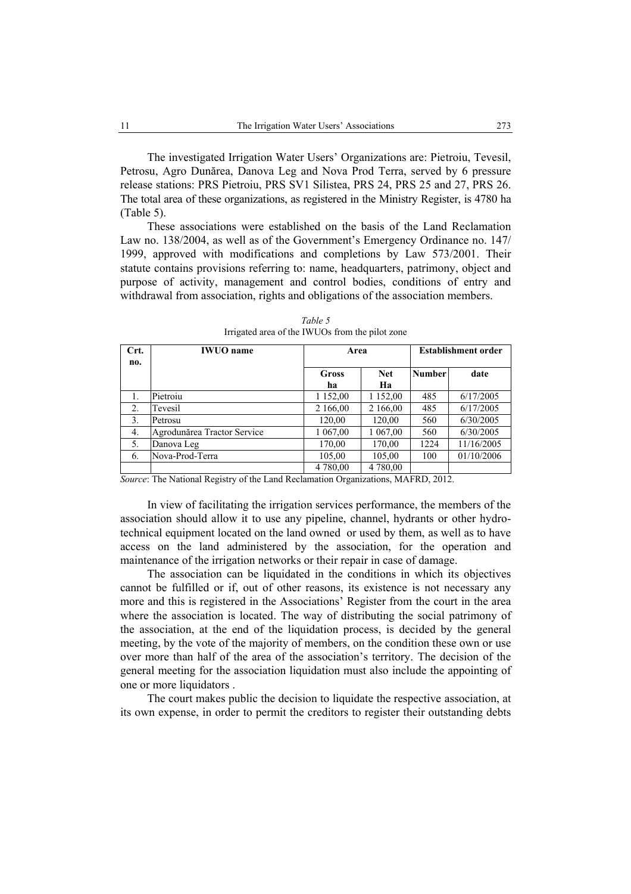The investigated Irrigation Water Users' Organizations are: Pietroiu, Tevesil, Petrosu, Agro Dunărea, Danova Leg and Nova Prod Terra, served by 6 pressure release stations: PRS Pietroiu, PRS SV1 Silistea, PRS 24, PRS 25 and 27, PRS 26. The total area of these organizations, as registered in the Ministry Register, is 4780 ha (Table 5).

These associations were established on the basis of the Land Reclamation Law no. 138/2004, as well as of the Government's Emergency Ordinance no. 147/ 1999, approved with modifications and completions by Law 573/2001. Their statute contains provisions referring to: name, headquarters, patrimony, object and purpose of activity, management and control bodies, conditions of entry and withdrawal from association, rights and obligations of the association members.

*Table 5*
Irrigated area of the IWUOs from the pilot zone

| Crt. no. | IWUO name | Area | | Establishment order | |
|---|---|---|---|---|---|
| | | Gross ha | Net Ha | Number | date |
| 1. | Pietroiu | 1 152,00 | 1 152,00 | 485 | 6/17/2005 |
| 2. | Tevesil | 2 166,00 | 2 166,00 | 485 | 6/17/2005 |
| 3. | Petrosu | 120,00 | 120,00 | 560 | 6/30/2005 |
| 4. | Agrodunărea Tractor Service | 1 067,00 | 1 067,00 | 560 | 6/30/2005 |
| 5. | Danova Leg | 170,00 | 170,00 | 1224 | 11/16/2005 |
| 6. | Nova-Prod-Terra | 105,00 | 105,00 | 100 | 01/10/2006 |
| | | 4 780,00 | 4 780,00 | | |

*Source*: The National Registry of the Land Reclamation Organizations, MAFRD, 2012.

In view of facilitating the irrigation services performance, the members of the association should allow it to use any pipeline, channel, hydrants or other hydro-technical equipment located on the land owned or used by them, as well as to have access on the land administered by the association, for the operation and maintenance of the irrigation networks or their repair in case of damage.

The association can be liquidated in the conditions in which its objectives cannot be fulfilled or if, out of other reasons, its existence is not necessary any more and this is registered in the Associations' Register from the court in the area where the association is located. The way of distributing the social patrimony of the association, at the end of the liquidation process, is decided by the general meeting, by the vote of the majority of members, on the condition these own or use over more than half of the area of the association's territory. The decision of the general meeting for the association liquidation must also include the appointing of one or more liquidators .

The court makes public the decision to liquidate the respective association, at its own expense, in order to permit the creditors to register their outstanding debts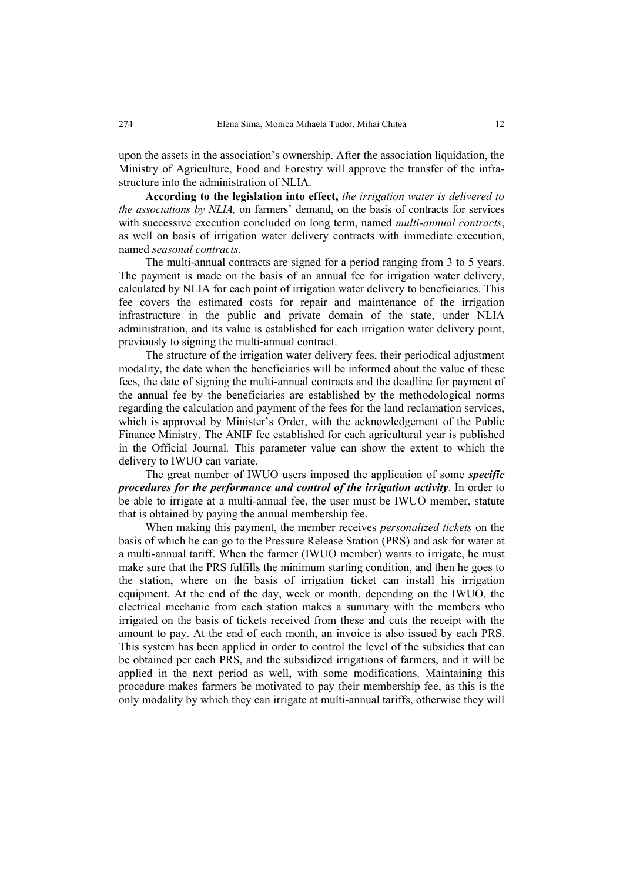upon the assets in the association's ownership. After the association liquidation, the Ministry of Agriculture, Food and Forestry will approve the transfer of the infrastructure into the administration of NLIA.

**According to the legislation into effect,** *the irrigation water is delivered to the associations by NLIA,* on farmers' demand, on the basis of contracts for services with successive execution concluded on long term, named *multi-annual contracts*, as well on basis of irrigation water delivery contracts with immediate execution, named *seasonal contracts*.

The multi-annual contracts are signed for a period ranging from 3 to 5 years. The payment is made on the basis of an annual fee for irrigation water delivery, calculated by NLIA for each point of irrigation water delivery to beneficiaries. This fee covers the estimated costs for repair and maintenance of the irrigation infrastructure in the public and private domain of the state, under NLIA administration, and its value is established for each irrigation water delivery point, previously to signing the multi-annual contract.

The structure of the irrigation water delivery fees, their periodical adjustment modality, the date when the beneficiaries will be informed about the value of these fees, the date of signing the multi-annual contracts and the deadline for payment of the annual fee by the beneficiaries are established by the methodological norms regarding the calculation and payment of the fees for the land reclamation services, which is approved by Minister's Order, with the acknowledgement of the Public Finance Ministry. The ANIF fee established for each agricultural year is published in the Official Journal*.* This parameter value can show the extent to which the delivery to IWUO can variate.

The great number of IWUO users imposed the application of some ***specific procedures for the performance and control of the irrigation activity***. In order to be able to irrigate at a multi-annual fee, the user must be IWUO member, statute that is obtained by paying the annual membership fee.

When making this payment, the member receives *personalized tickets* on the basis of which he can go to the Pressure Release Station (PRS) and ask for water at a multi-annual tariff. When the farmer (IWUO member) wants to irrigate, he must make sure that the PRS fulfills the minimum starting condition, and then he goes to the station, where on the basis of irrigation ticket can install his irrigation equipment. At the end of the day, week or month, depending on the IWUO, the electrical mechanic from each station makes a summary with the members who irrigated on the basis of tickets received from these and cuts the receipt with the amount to pay. At the end of each month, an invoice is also issued by each PRS. This system has been applied in order to control the level of the subsidies that can be obtained per each PRS, and the subsidized irrigations of farmers, and it will be applied in the next period as well, with some modifications. Maintaining this procedure makes farmers be motivated to pay their membership fee, as this is the only modality by which they can irrigate at multi-annual tariffs, otherwise they will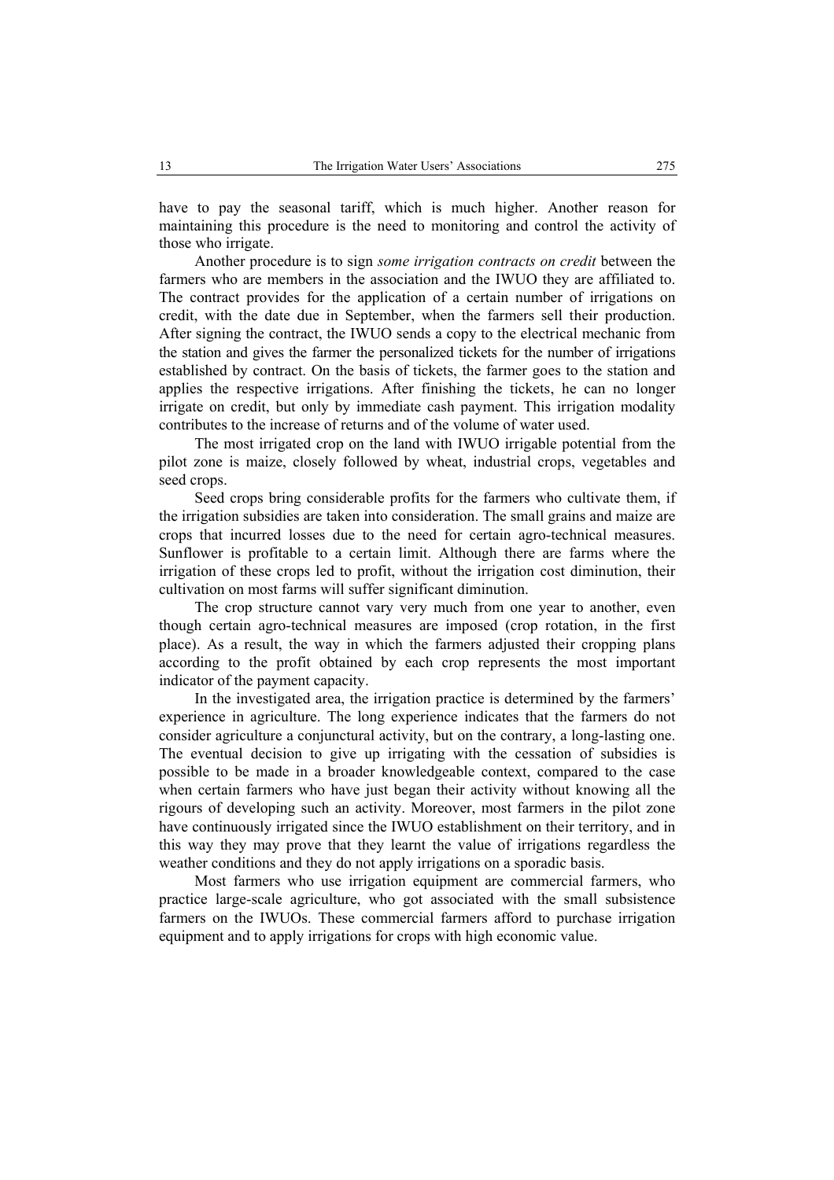have to pay the seasonal tariff, which is much higher. Another reason for maintaining this procedure is the need to monitoring and control the activity of those who irrigate.

Another procedure is to sign *some irrigation contracts on credit* between the farmers who are members in the association and the IWUO they are affiliated to. The contract provides for the application of a certain number of irrigations on credit, with the date due in September, when the farmers sell their production. After signing the contract, the IWUO sends a copy to the electrical mechanic from the station and gives the farmer the personalized tickets for the number of irrigations established by contract. On the basis of tickets, the farmer goes to the station and applies the respective irrigations. After finishing the tickets, he can no longer irrigate on credit, but only by immediate cash payment. This irrigation modality contributes to the increase of returns and of the volume of water used.

The most irrigated crop on the land with IWUO irrigable potential from the pilot zone is maize, closely followed by wheat, industrial crops, vegetables and seed crops.

Seed crops bring considerable profits for the farmers who cultivate them, if the irrigation subsidies are taken into consideration. The small grains and maize are crops that incurred losses due to the need for certain agro-technical measures. Sunflower is profitable to a certain limit. Although there are farms where the irrigation of these crops led to profit, without the irrigation cost diminution, their cultivation on most farms will suffer significant diminution.

The crop structure cannot vary very much from one year to another, even though certain agro-technical measures are imposed (crop rotation, in the first place). As a result, the way in which the farmers adjusted their cropping plans according to the profit obtained by each crop represents the most important indicator of the payment capacity.

In the investigated area, the irrigation practice is determined by the farmers' experience in agriculture. The long experience indicates that the farmers do not consider agriculture a conjunctural activity, but on the contrary, a long-lasting one. The eventual decision to give up irrigating with the cessation of subsidies is possible to be made in a broader knowledgeable context, compared to the case when certain farmers who have just began their activity without knowing all the rigours of developing such an activity. Moreover, most farmers in the pilot zone have continuously irrigated since the IWUO establishment on their territory, and in this way they may prove that they learnt the value of irrigations regardless the weather conditions and they do not apply irrigations on a sporadic basis.

Most farmers who use irrigation equipment are commercial farmers, who practice large-scale agriculture, who got associated with the small subsistence farmers on the IWUOs. These commercial farmers afford to purchase irrigation equipment and to apply irrigations for crops with high economic value.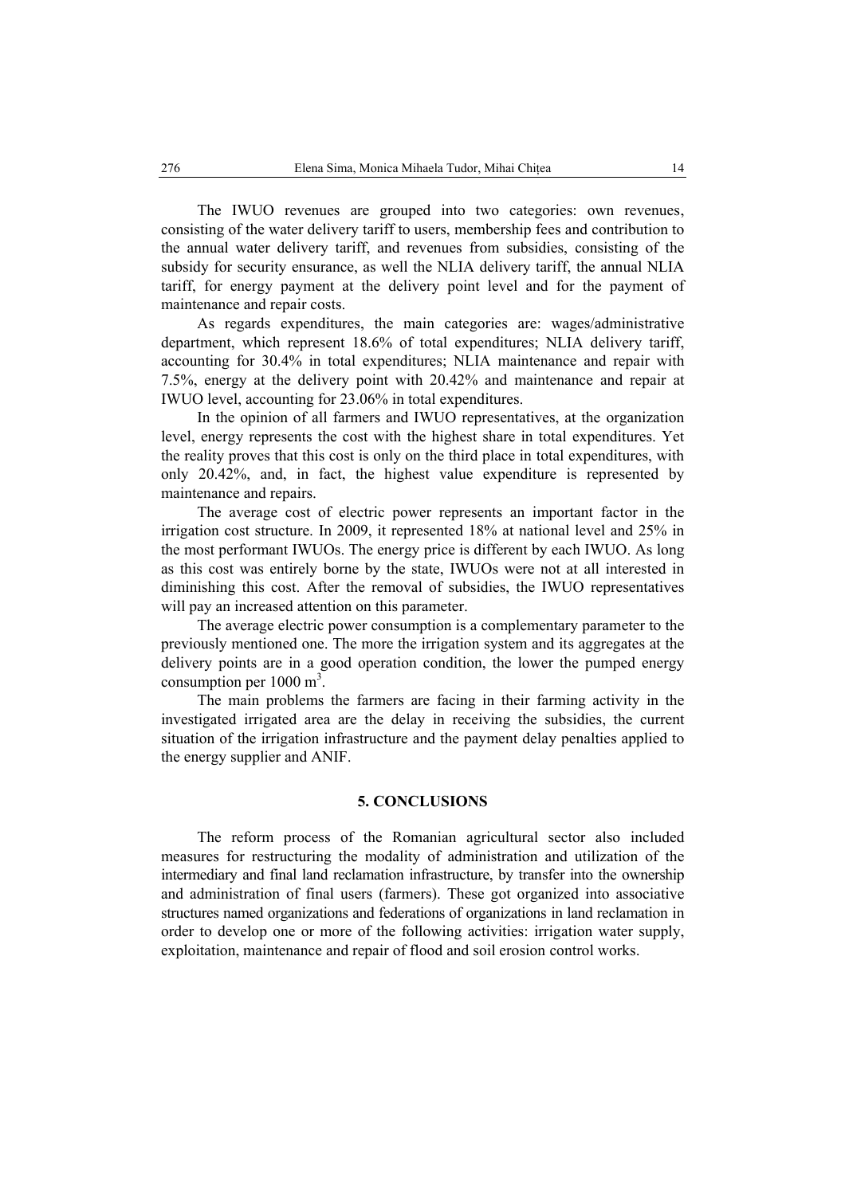The IWUO revenues are grouped into two categories: own revenues, consisting of the water delivery tariff to users, membership fees and contribution to the annual water delivery tariff, and revenues from subsidies, consisting of the subsidy for security ensurance, as well the NLIA delivery tariff, the annual NLIA tariff, for energy payment at the delivery point level and for the payment of maintenance and repair costs.

As regards expenditures, the main categories are: wages/administrative department, which represent 18.6% of total expenditures; NLIA delivery tariff, accounting for 30.4% in total expenditures; NLIA maintenance and repair with 7.5%, energy at the delivery point with 20.42% and maintenance and repair at IWUO level, accounting for 23.06% in total expenditures.

In the opinion of all farmers and IWUO representatives, at the organization level, energy represents the cost with the highest share in total expenditures. Yet the reality proves that this cost is only on the third place in total expenditures, with only 20.42%, and, in fact, the highest value expenditure is represented by maintenance and repairs.

The average cost of electric power represents an important factor in the irrigation cost structure. In 2009, it represented 18% at national level and 25% in the most performant IWUOs. The energy price is different by each IWUO. As long as this cost was entirely borne by the state, IWUOs were not at all interested in diminishing this cost. After the removal of subsidies, the IWUO representatives will pay an increased attention on this parameter.

The average electric power consumption is a complementary parameter to the previously mentioned one. The more the irrigation system and its aggregates at the delivery points are in a good operation condition, the lower the pumped energy consumption per 1000 $m^3$.

The main problems the farmers are facing in their farming activity in the investigated irrigated area are the delay in receiving the subsidies, the current situation of the irrigation infrastructure and the payment delay penalties applied to the energy supplier and ANIF.

## 5. CONCLUSIONS

The reform process of the Romanian agricultural sector also included measures for restructuring the modality of administration and utilization of the intermediary and final land reclamation infrastructure, by transfer into the ownership and administration of final users (farmers). These got organized into associative structures named organizations and federations of organizations in land reclamation in order to develop one or more of the following activities: irrigation water supply, exploitation, maintenance and repair of flood and soil erosion control works.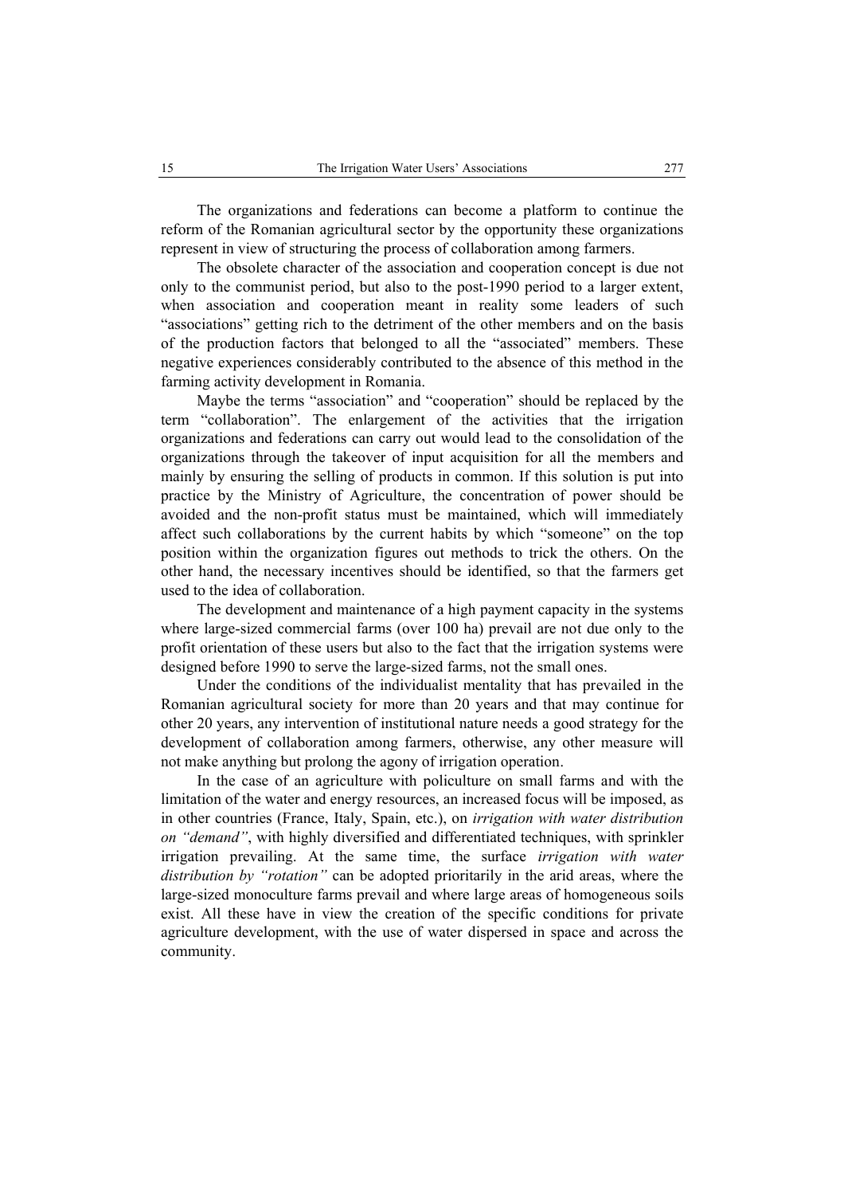The organizations and federations can become a platform to continue the reform of the Romanian agricultural sector by the opportunity these organizations represent in view of structuring the process of collaboration among farmers.

The obsolete character of the association and cooperation concept is due not only to the communist period, but also to the post-1990 period to a larger extent, when association and cooperation meant in reality some leaders of such "associations" getting rich to the detriment of the other members and on the basis of the production factors that belonged to all the "associated" members. These negative experiences considerably contributed to the absence of this method in the farming activity development in Romania.

Maybe the terms "association" and "cooperation" should be replaced by the term "collaboration". The enlargement of the activities that the irrigation organizations and federations can carry out would lead to the consolidation of the organizations through the takeover of input acquisition for all the members and mainly by ensuring the selling of products in common. If this solution is put into practice by the Ministry of Agriculture, the concentration of power should be avoided and the non-profit status must be maintained, which will immediately affect such collaborations by the current habits by which "someone" on the top position within the organization figures out methods to trick the others. On the other hand, the necessary incentives should be identified, so that the farmers get used to the idea of collaboration.

The development and maintenance of a high payment capacity in the systems where large-sized commercial farms (over 100 ha) prevail are not due only to the profit orientation of these users but also to the fact that the irrigation systems were designed before 1990 to serve the large-sized farms, not the small ones.

Under the conditions of the individualist mentality that has prevailed in the Romanian agricultural society for more than 20 years and that may continue for other 20 years, any intervention of institutional nature needs a good strategy for the development of collaboration among farmers, otherwise, any other measure will not make anything but prolong the agony of irrigation operation.

In the case of an agriculture with policulture on small farms and with the limitation of the water and energy resources, an increased focus will be imposed, as in other countries (France, Italy, Spain, etc.), on *irrigation with water distribution on "demand"*, with highly diversified and differentiated techniques, with sprinkler irrigation prevailing. At the same time, the surface *irrigation with water distribution by "rotation"* can be adopted prioritarily in the arid areas, where the large-sized monoculture farms prevail and where large areas of homogeneous soils exist. All these have in view the creation of the specific conditions for private agriculture development, with the use of water dispersed in space and across the community.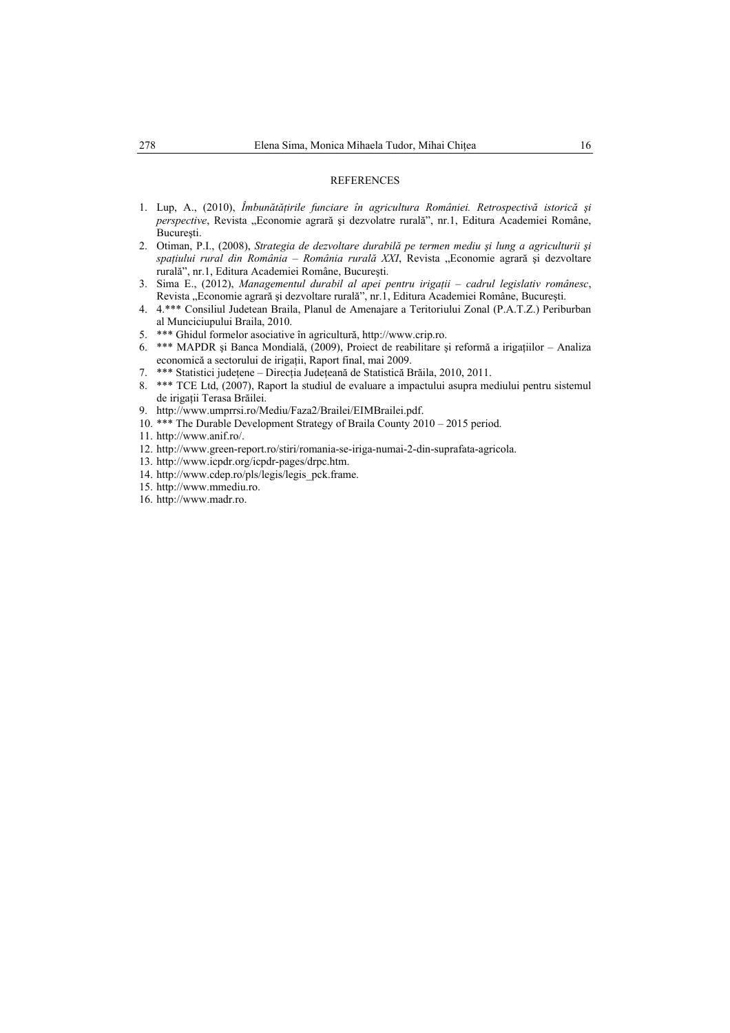## REFERENCES

1. Lup, A., (2010), *Îmbunătăţirile funciare în agricultura României. Retrospectivă istorică şi perspective*, Revista „Economie agrară şi dezvolatre rurală", nr.1, Editura Academiei Române, Bucureşti.
2. Otiman, P.I., (2008), *Strategia de dezvoltare durabilă pe termen mediu şi lung a agriculturii şi spaţiului rural din România – România rurală XXI*, Revista „Economie agrară şi dezvoltare rurală", nr.1, Editura Academiei Române, Bucureşti.
3. Sima E., (2012), *Managementul durabil al apei pentru irigaţii – cadrul legislativ românesc*, Revista „Economie agrară şi dezvoltare rurală", nr.1, Editura Academiei Române, Bucureşti.
4. 4.*** Consiliul Judetean Braila, Planul de Amenajare a Teritoriului Zonal (P.A.T.Z.) Periburban al Munciciupului Braila, 2010.
5. *** Ghidul formelor asociative în agricultură, http://www.crip.ro.
6. *** MAPDR şi Banca Mondială, (2009), Proiect de reabilitare şi reformă a irigaţiilor – Analiza economică a sectorului de irigaţii, Raport final, mai 2009.
7. *** Statistici judeţene – Direcţia Judeţeană de Statistică Brăila, 2010, 2011.
8. *** TCE Ltd, (2007), Raport la studiul de evaluare a impactului asupra mediului pentru sistemul de irigaţii Terasa Brăilei.
9. http://www.umprrsi.ro/Mediu/Faza2/Brailei/EIMBrailei.pdf.
10. *** The Durable Development Strategy of Braila County 2010 – 2015 period.
11. http://www.anif.ro/.
12. http://www.green-report.ro/stiri/romania-se-iriga-numai-2-din-suprafata-agricola.
13. http://www.icpdr.org/icpdr-pages/drpc.htm.
14. http://www.cdep.ro/pls/legis/legis_pck.frame.
15. http://www.mmediu.ro.
16. http://www.madr.ro.